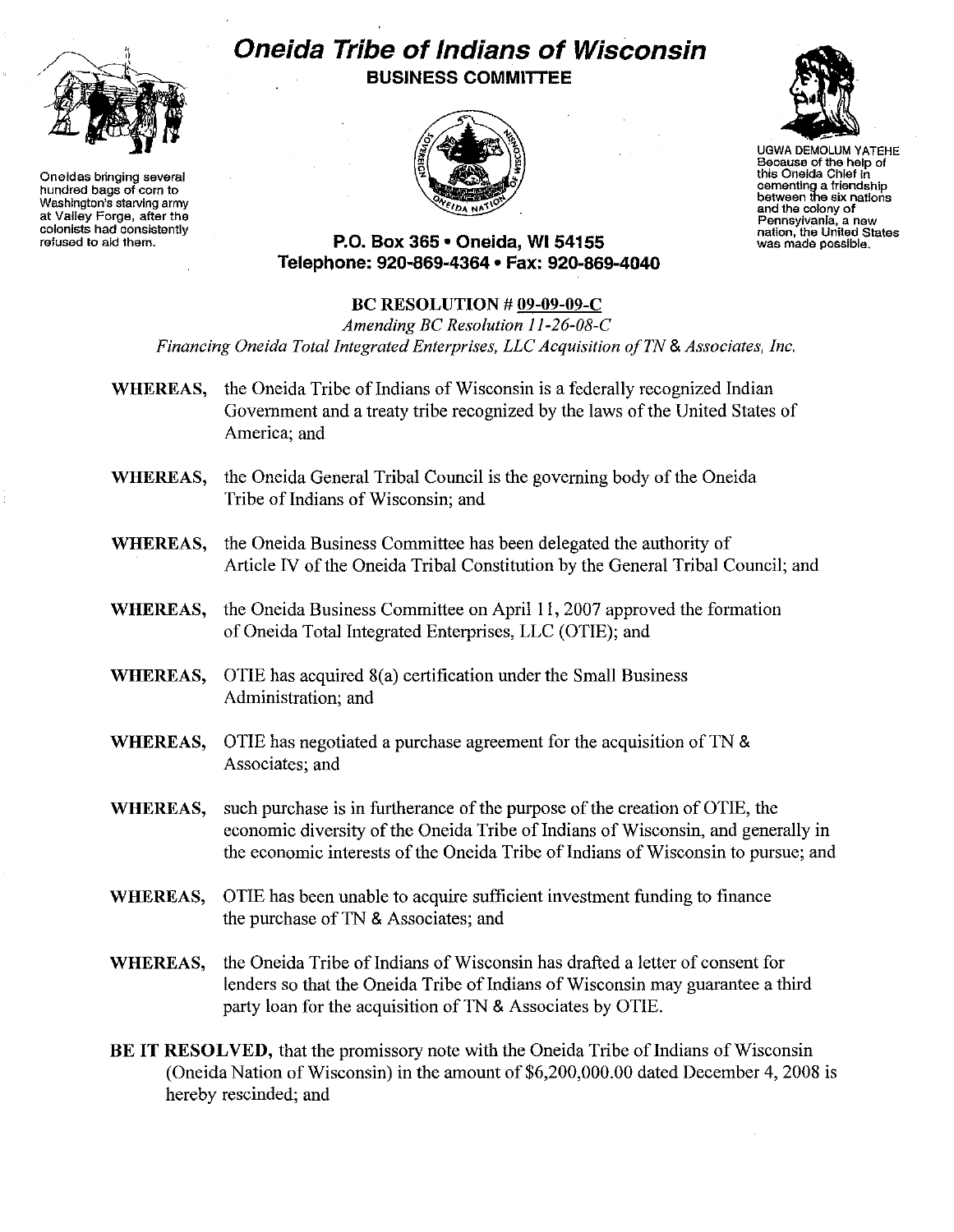# Oneida Tribe of Indians of Wisconsin

## BUSINESS COMMITTEE

Oneidas bringing several hundred bags of corn to Washington's starving army at Valley Forge, after the colonists had consistently refused to aid them.

UGWA DEMOLUM YATEHE
Because of the help of this Oneida Chief in cementing a friendship between the six nations and the colony of Pennsylvania, a new nation, the United States was made possible.

**P.O. Box 365 • Oneida, WI 54155**
**Telephone: 920-869-4364 • Fax: 920-869-4040**

**BC RESOLUTION # 09-09-09-C**

*Amending BC Resolution 11-26-08-C*
*Financing Oneida Total Integrated Enterprises, LLC Acquisition of TN & Associates, Inc.*

**WHEREAS,** the Oneida Tribe of Indians of Wisconsin is a federally recognized Indian Government and a treaty tribe recognized by the laws of the United States of America; and

**WHEREAS,** the Oneida General Tribal Council is the governing body of the Oneida Tribe of Indians of Wisconsin; and

**WHEREAS,** the Oneida Business Committee has been delegated the authority of Article IV of the Oneida Tribal Constitution by the General Tribal Council; and

**WHEREAS,** the Oneida Business Committee on April 11, 2007 approved the formation of Oneida Total Integrated Enterprises, LLC (OTIE); and

**WHEREAS,** OTIE has acquired 8(a) certification under the Small Business Administration; and

**WHEREAS,** OTIE has negotiated a purchase agreement for the acquisition of TN & Associates; and

**WHEREAS,** such purchase is in furtherance of the purpose of the creation of OTIE, the economic diversity of the Oneida Tribe of Indians of Wisconsin, and generally in the economic interests of the Oneida Tribe of Indians of Wisconsin to pursue; and

**WHEREAS,** OTIE has been unable to acquire sufficient investment funding to finance the purchase of TN & Associates; and

**WHEREAS,** the Oneida Tribe of Indians of Wisconsin has drafted a letter of consent for lenders so that the Oneida Tribe of Indians of Wisconsin may guarantee a third party loan for the acquisition of TN & Associates by OTIE.

**BE IT RESOLVED,** that the promissory note with the Oneida Tribe of Indians of Wisconsin (Oneida Nation of Wisconsin) in the amount of $6,200,000.00 dated December 4, 2008 is hereby rescinded; and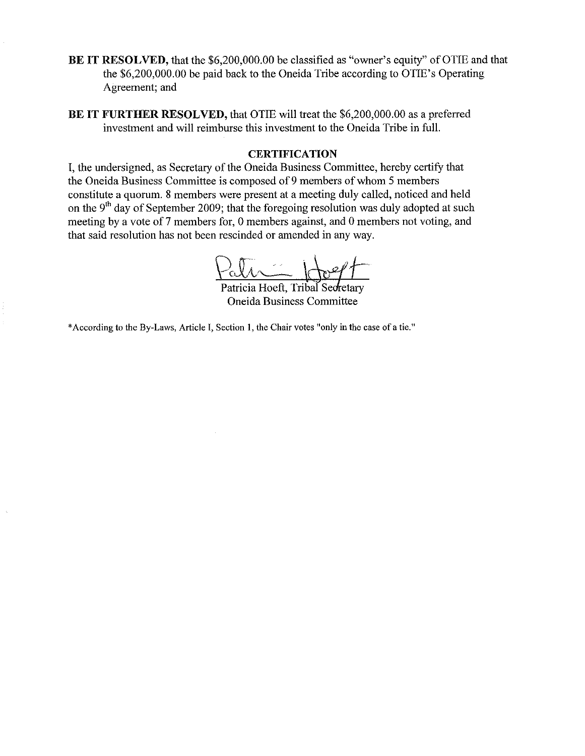**BE IT RESOLVED,** that the $6,200,000.00 be classified as "owner's equity" of OTIE and that the $6,200,000.00 be paid back to the Oneida Tribe according to OTIE's Operating Agreement; and

**BE IT FURTHER RESOLVED,** that OTIE will treat the $6,200,000.00 as a preferred investment and will reimburse this investment to the Oneida Tribe in full.

**CERTIFICATION**

I, the undersigned, as Secretary of the Oneida Business Committee, hereby certify that the Oneida Business Committee is composed of 9 members of whom 5 members constitute a quorum. 8 members were present at a meeting duly called, noticed and held on the 9th day of September 2009; that the foregoing resolution was duly adopted at such meeting by a vote of 7 members for, 0 members against, and 0 members not voting, and that said resolution has not been rescinded or amended in any way.

Patricia Hoeft, Tribal Secretary
Oneida Business Committee

*According to the By-Laws, Article I, Section 1, the Chair votes "only in the case of a tie."